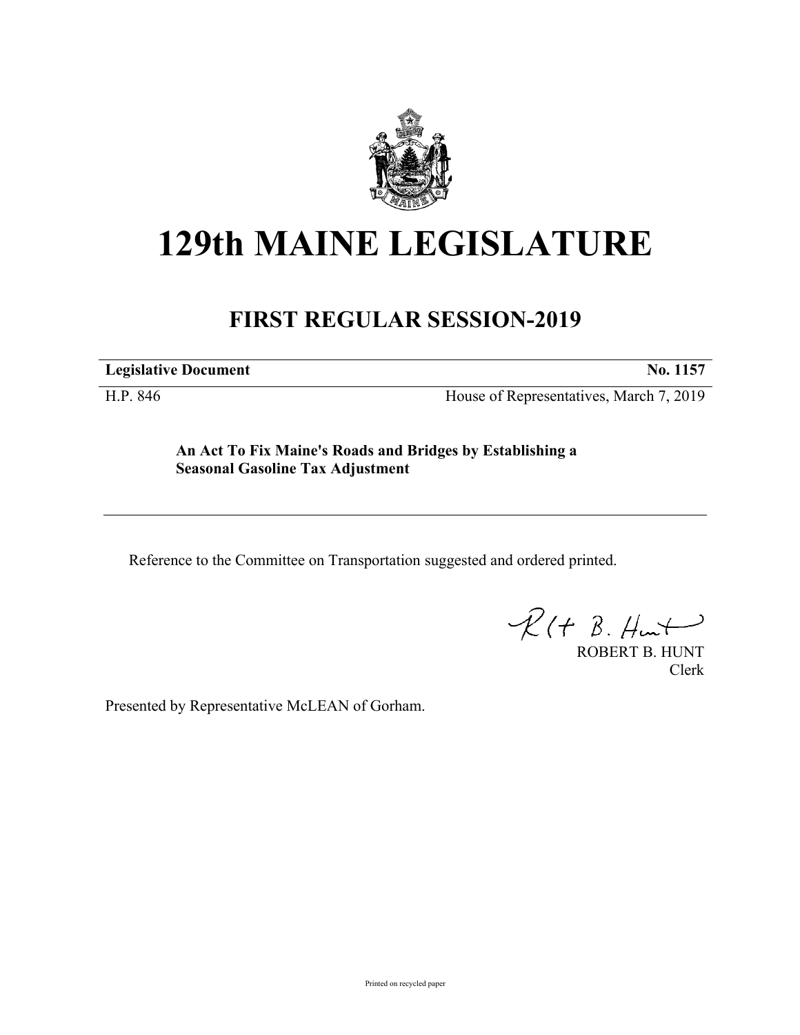# 129th MAINE LEGISLATURE

## FIRST REGULAR SESSION-2019

**Legislative Document** **No. 1157**

H.P. 846 House of Representatives, March 7, 2019

**An Act To Fix Maine's Roads and Bridges by Establishing a Seasonal Gasoline Tax Adjustment**

---

Reference to the Committee on Transportation suggested and ordered printed.

ROBERT B. HUNT
Clerk

Presented by Representative McLEAN of Gorham.

Printed on recycled paper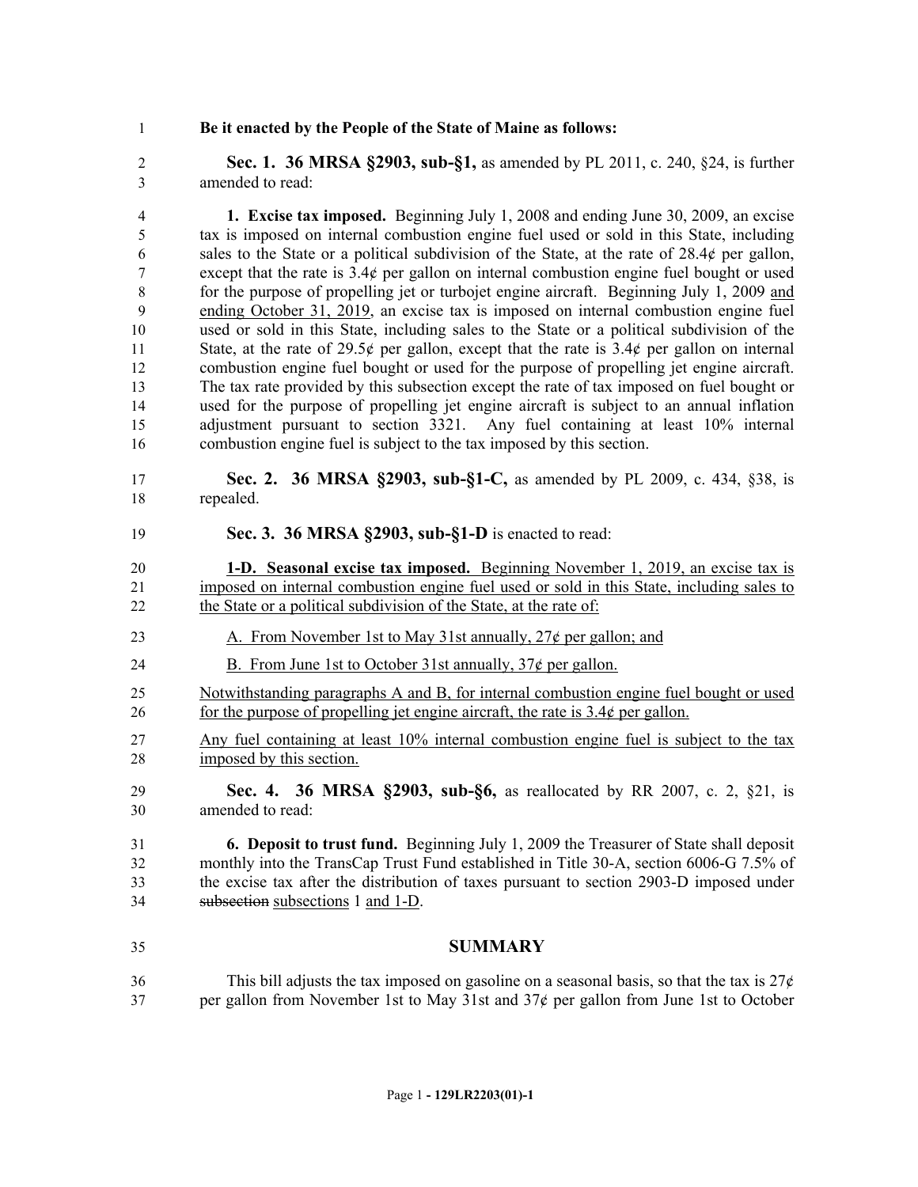**Be it enacted by the People of the State of Maine as follows:**

**Sec. 1. 36 MRSA §2903, sub-§1,** as amended by PL 2011, c. 240, §24, is further amended to read:

**1. Excise tax imposed.** Beginning July 1, 2008 and ending June 30, 2009, an excise tax is imposed on internal combustion engine fuel used or sold in this State, including sales to the State or a political subdivision of the State, at the rate of 28.4¢ per gallon, except that the rate is 3.4¢ per gallon on internal combustion engine fuel bought or used for the purpose of propelling jet or turbojet engine aircraft. Beginning July 1, 2009 and ending October 31, 2019, an excise tax is imposed on internal combustion engine fuel used or sold in this State, including sales to the State or a political subdivision of the State, at the rate of 29.5¢ per gallon, except that the rate is 3.4¢ per gallon on internal combustion engine fuel bought or used for the purpose of propelling jet engine aircraft. The tax rate provided by this subsection except the rate of tax imposed on fuel bought or used for the purpose of propelling jet engine aircraft is subject to an annual inflation adjustment pursuant to section 3321. Any fuel containing at least 10% internal combustion engine fuel is subject to the tax imposed by this section.

**Sec. 2. 36 MRSA §2903, sub-§1-C,** as amended by PL 2009, c. 434, §38, is repealed.

**Sec. 3. 36 MRSA §2903, sub-§1-D** is enacted to read:

**1-D. Seasonal excise tax imposed.** Beginning November 1, 2019, an excise tax is imposed on internal combustion engine fuel used or sold in this State, including sales to the State or a political subdivision of the State, at the rate of:

A. From November 1st to May 31st annually, 27¢ per gallon; and

B. From June 1st to October 31st annually, 37¢ per gallon.

Notwithstanding paragraphs A and B, for internal combustion engine fuel bought or used for the purpose of propelling jet engine aircraft, the rate is 3.4¢ per gallon.

Any fuel containing at least 10% internal combustion engine fuel is subject to the tax imposed by this section.

**Sec. 4. 36 MRSA §2903, sub-§6,** as reallocated by RR 2007, c. 2, §21, is amended to read:

**6. Deposit to trust fund.** Beginning July 1, 2009 the Treasurer of State shall deposit monthly into the TransCap Trust Fund established in Title 30-A, section 6006-G 7.5% of the excise tax after the distribution of taxes pursuant to section 2903-D imposed under ~~subsection~~ subsections 1 and 1-D.

## SUMMARY

This bill adjusts the tax imposed on gasoline on a seasonal basis, so that the tax is 27¢ per gallon from November 1st to May 31st and 37¢ per gallon from June 1st to October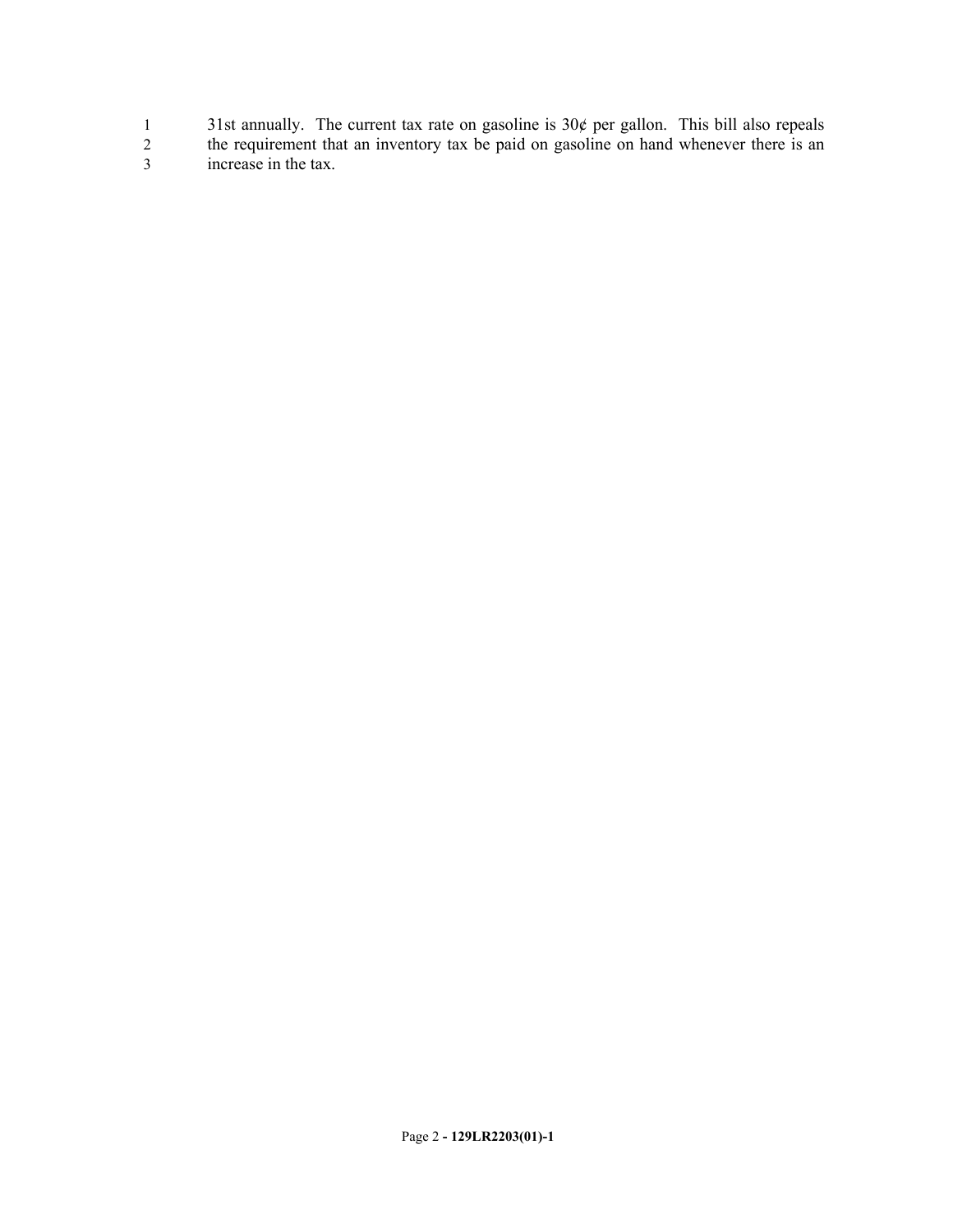31st annually. The current tax rate on gasoline is 30¢ per gallon. This bill also repeals the requirement that an inventory tax be paid on gasoline on hand whenever there is an increase in the tax.